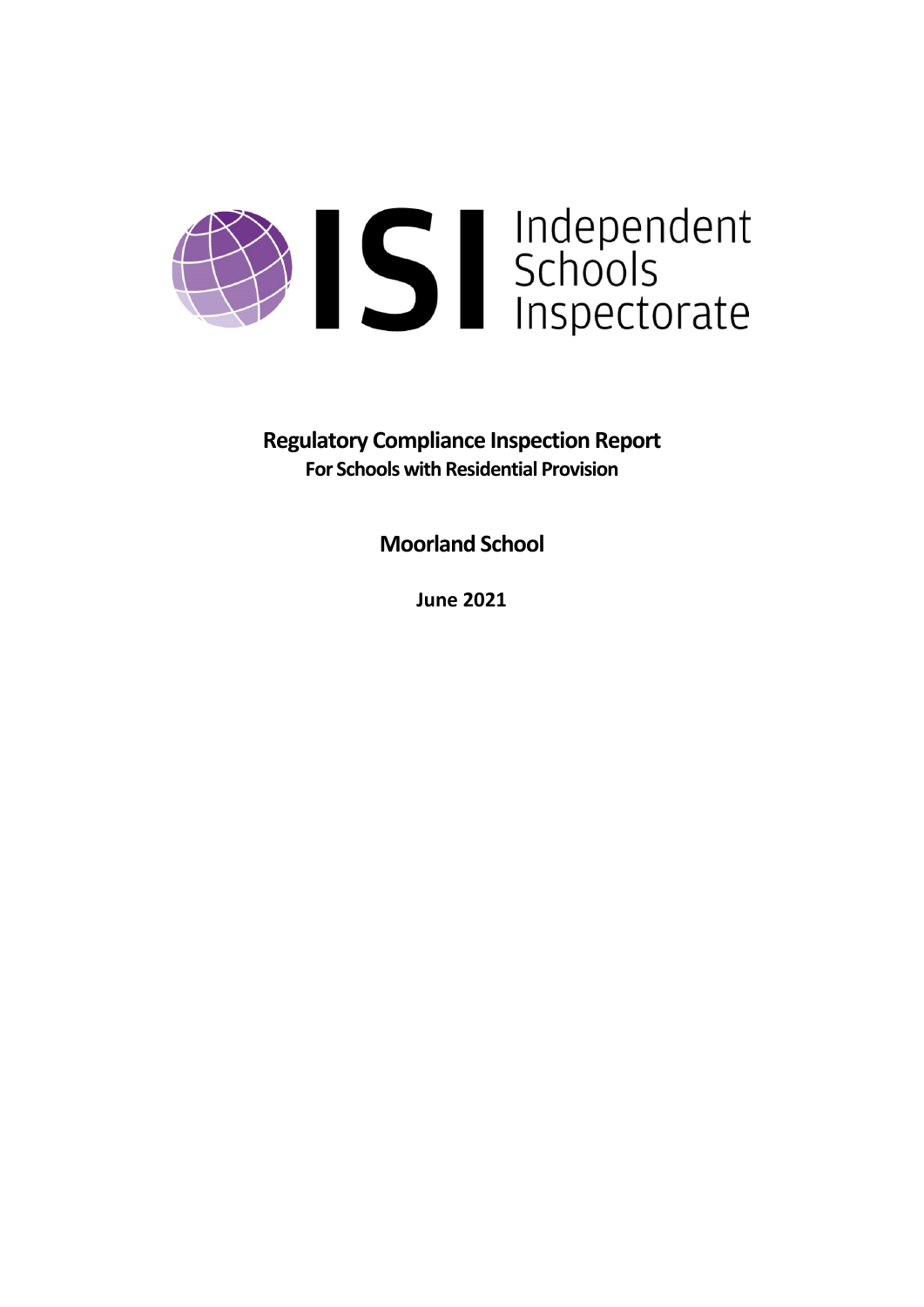ISI Independent Schools Inspectorate

# Regulatory Compliance Inspection Report

**For Schools with Residential Provision**

## Moorland School

**June 2021**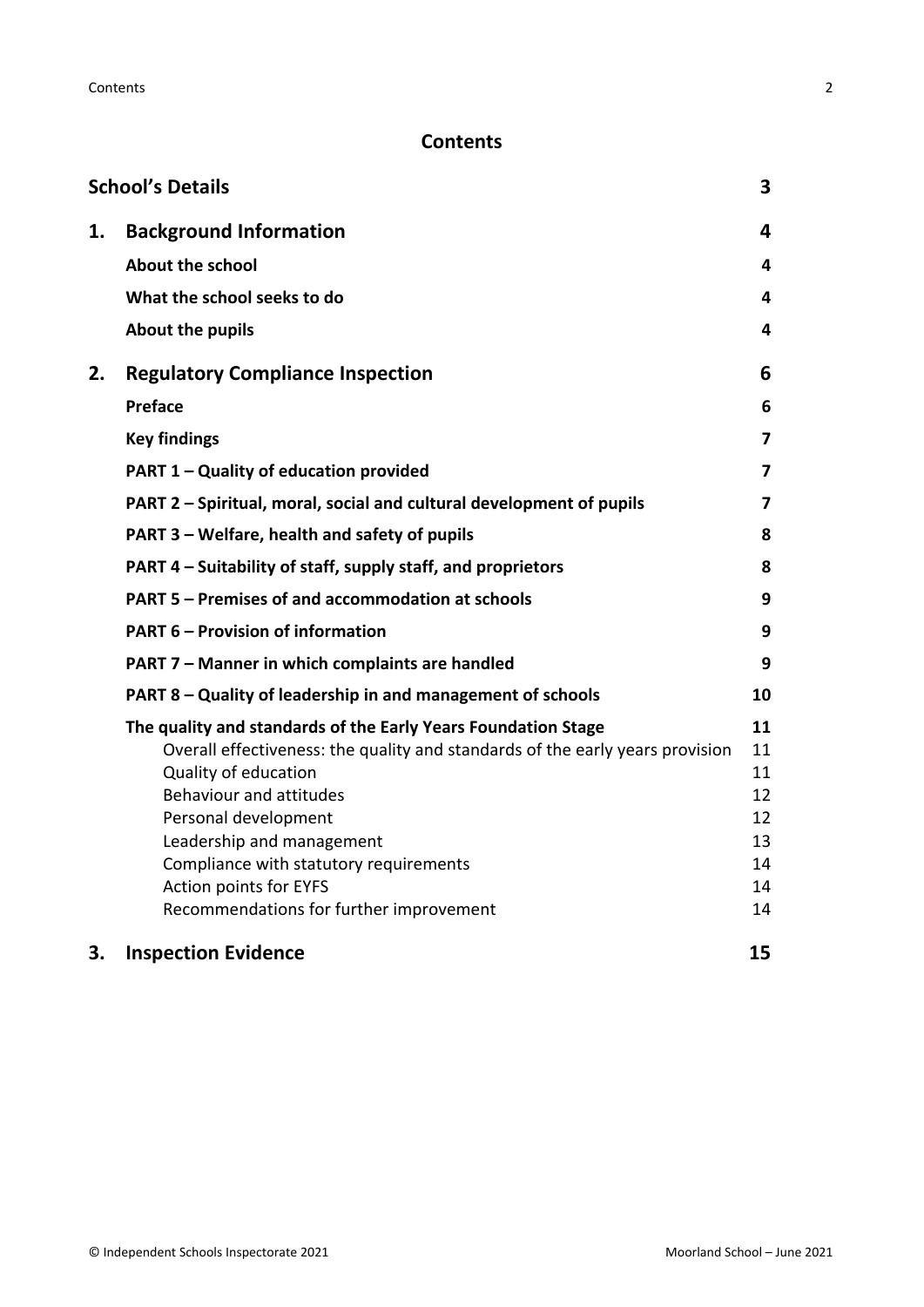# Contents

| | | |
|---|---|---|
| **School's Details** | | **3** |
| **1.** | **Background Information** | **4** |
| | **About the school** | **4** |
| | **What the school seeks to do** | **4** |
| | **About the pupils** | **4** |
| **2.** | **Regulatory Compliance Inspection** | **6** |
| | **Preface** | **6** |
| | **Key findings** | **7** |
| | **PART 1 – Quality of education provided** | **7** |
| | **PART 2 – Spiritual, moral, social and cultural development of pupils** | **7** |
| | **PART 3 – Welfare, health and safety of pupils** | **8** |
| | **PART 4 – Suitability of staff, supply staff, and proprietors** | **8** |
| | **PART 5 – Premises of and accommodation at schools** | **9** |
| | **PART 6 – Provision of information** | **9** |
| | **PART 7 – Manner in which complaints are handled** | **9** |
| | **PART 8 – Quality of leadership in and management of schools** | **10** |
| | **The quality and standards of the Early Years Foundation Stage** | **11** |
| | Overall effectiveness: the quality and standards of the early years provision | 11 |
| | Quality of education | 11 |
| | Behaviour and attitudes | 12 |
| | Personal development | 12 |
| | Leadership and management | 13 |
| | Compliance with statutory requirements | 14 |
| | Action points for EYFS | 14 |
| | Recommendations for further improvement | 14 |
| **3.** | **Inspection Evidence** | **15** |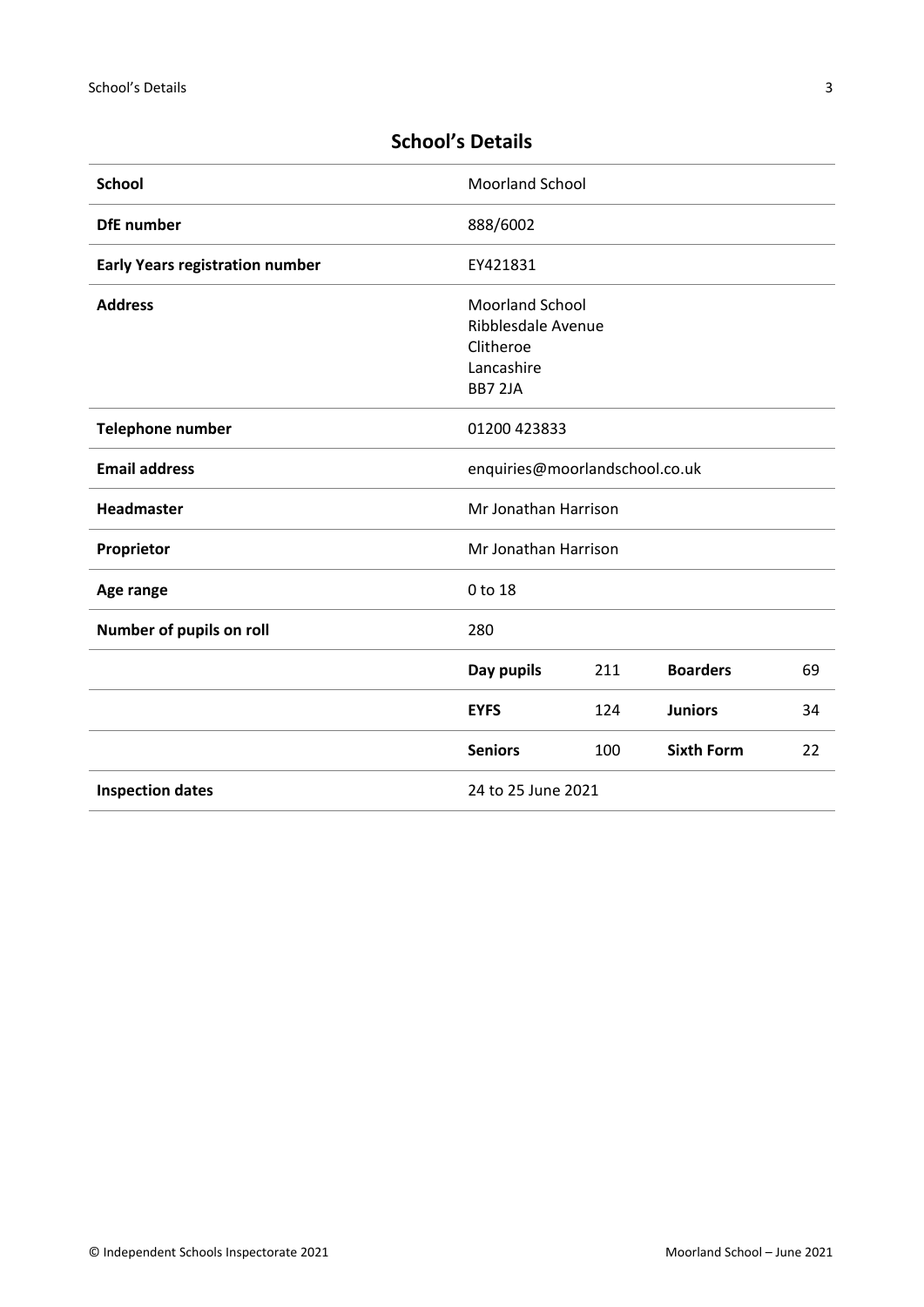## School's Details

| School | Moorland School | | | |
|---|---|---|---|---|
| DfE number | 888/6002 | | | |
| Early Years registration number | EY421831 | | | |
| Address | Moorland School<br>Ribblesdale Avenue<br>Clitheroe<br>Lancashire<br>BB7 2JA | | | |
| Telephone number | 01200 423833 | | | |
| Email address | enquiries@moorlandschool.co.uk | | | |
| Headmaster | Mr Jonathan Harrison | | | |
| Proprietor | Mr Jonathan Harrison | | | |
| Age range | 0 to 18 | | | |
| Number of pupils on roll | 280 | | | |
| | **Day pupils** | 211 | **Boarders** | 69 |
| | **EYFS** | 124 | **Juniors** | 34 |
| | **Seniors** | 100 | **Sixth Form** | 22 |
| Inspection dates | 24 to 25 June 2021 | | | |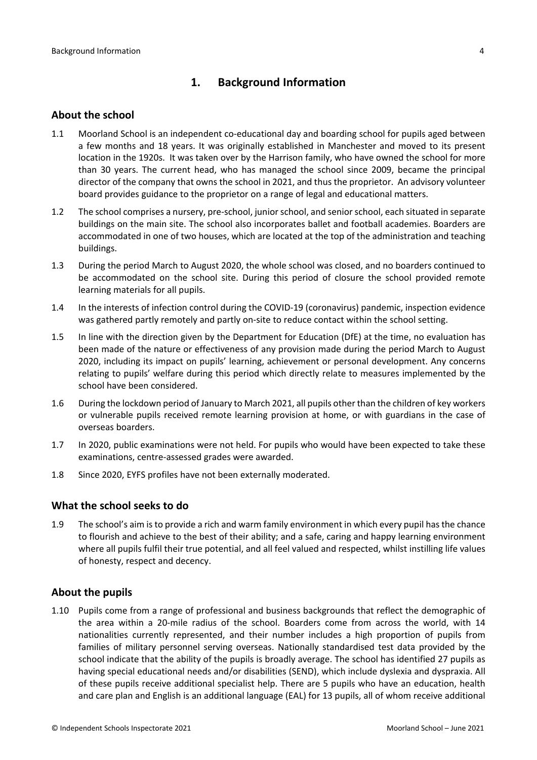## 1. Background Information

### About the school

1.1 Moorland School is an independent co-educational day and boarding school for pupils aged between a few months and 18 years. It was originally established in Manchester and moved to its present location in the 1920s. It was taken over by the Harrison family, who have owned the school for more than 30 years. The current head, who has managed the school since 2009, became the principal director of the company that owns the school in 2021, and thus the proprietor. An advisory volunteer board provides guidance to the proprietor on a range of legal and educational matters.

1.2 The school comprises a nursery, pre-school, junior school, and senior school, each situated in separate buildings on the main site. The school also incorporates ballet and football academies. Boarders are accommodated in one of two houses, which are located at the top of the administration and teaching buildings.

1.3 During the period March to August 2020, the whole school was closed, and no boarders continued to be accommodated on the school site. During this period of closure the school provided remote learning materials for all pupils.

1.4 In the interests of infection control during the COVID-19 (coronavirus) pandemic, inspection evidence was gathered partly remotely and partly on-site to reduce contact within the school setting.

1.5 In line with the direction given by the Department for Education (DfE) at the time, no evaluation has been made of the nature or effectiveness of any provision made during the period March to August 2020, including its impact on pupils' learning, achievement or personal development. Any concerns relating to pupils' welfare during this period which directly relate to measures implemented by the school have been considered.

1.6 During the lockdown period of January to March 2021, all pupils other than the children of key workers or vulnerable pupils received remote learning provision at home, or with guardians in the case of overseas boarders.

1.7 In 2020, public examinations were not held. For pupils who would have been expected to take these examinations, centre-assessed grades were awarded.

1.8 Since 2020, EYFS profiles have not been externally moderated.

### What the school seeks to do

1.9 The school's aim is to provide a rich and warm family environment in which every pupil has the chance to flourish and achieve to the best of their ability; and a safe, caring and happy learning environment where all pupils fulfil their true potential, and all feel valued and respected, whilst instilling life values of honesty, respect and decency.

### About the pupils

1.10 Pupils come from a range of professional and business backgrounds that reflect the demographic of the area within a 20-mile radius of the school. Boarders come from across the world, with 14 nationalities currently represented, and their number includes a high proportion of pupils from families of military personnel serving overseas. Nationally standardised test data provided by the school indicate that the ability of the pupils is broadly average. The school has identified 27 pupils as having special educational needs and/or disabilities (SEND), which include dyslexia and dyspraxia. All of these pupils receive additional specialist help. There are 5 pupils who have an education, health and care plan and English is an additional language (EAL) for 13 pupils, all of whom receive additional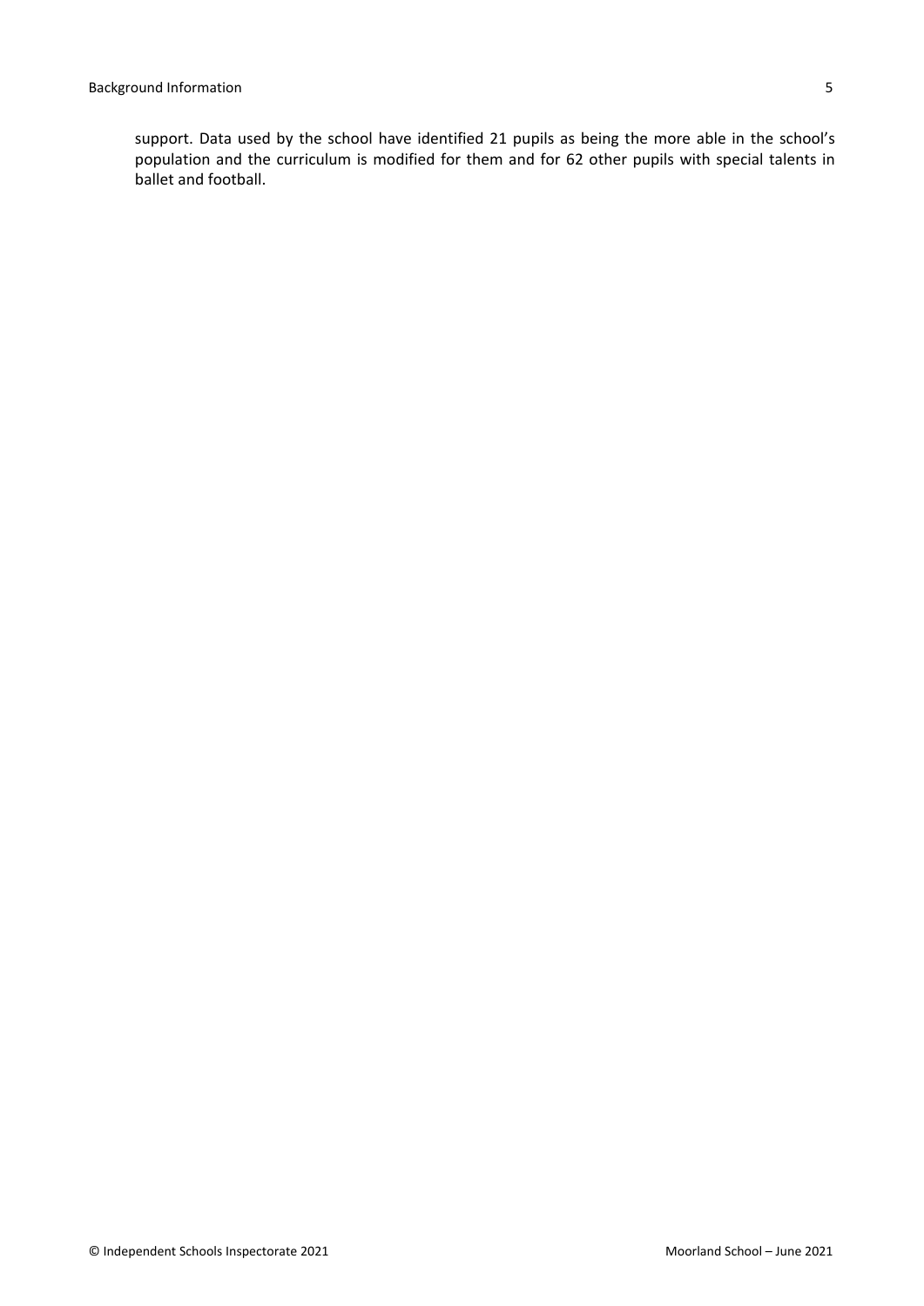support. Data used by the school have identified 21 pupils as being the more able in the school's population and the curriculum is modified for them and for 62 other pupils with special talents in ballet and football.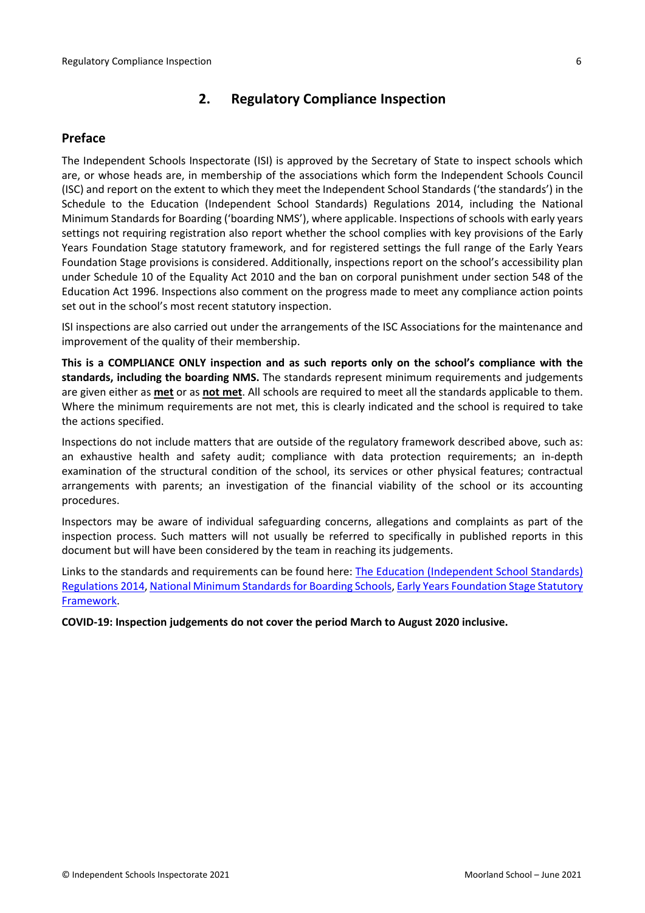## 2. Regulatory Compliance Inspection

### Preface

The Independent Schools Inspectorate (ISI) is approved by the Secretary of State to inspect schools which are, or whose heads are, in membership of the associations which form the Independent Schools Council (ISC) and report on the extent to which they meet the Independent School Standards ('the standards') in the Schedule to the Education (Independent School Standards) Regulations 2014, including the National Minimum Standards for Boarding ('boarding NMS'), where applicable. Inspections of schools with early years settings not requiring registration also report whether the school complies with key provisions of the Early Years Foundation Stage statutory framework, and for registered settings the full range of the Early Years Foundation Stage provisions is considered. Additionally, inspections report on the school's accessibility plan under Schedule 10 of the Equality Act 2010 and the ban on corporal punishment under section 548 of the Education Act 1996. Inspections also comment on the progress made to meet any compliance action points set out in the school's most recent statutory inspection.

ISI inspections are also carried out under the arrangements of the ISC Associations for the maintenance and improvement of the quality of their membership.

**This is a COMPLIANCE ONLY inspection and as such reports only on the school's compliance with the standards, including the boarding NMS.** The standards represent minimum requirements and judgements are given either as **met** or as **not met**. All schools are required to meet all the standards applicable to them. Where the minimum requirements are not met, this is clearly indicated and the school is required to take the actions specified.

Inspections do not include matters that are outside of the regulatory framework described above, such as: an exhaustive health and safety audit; compliance with data protection requirements; an in-depth examination of the structural condition of the school, its services or other physical features; contractual arrangements with parents; an investigation of the financial viability of the school or its accounting procedures.

Inspectors may be aware of individual safeguarding concerns, allegations and complaints as part of the inspection process. Such matters will not usually be referred to specifically in published reports in this document but will have been considered by the team in reaching its judgements.

Links to the standards and requirements can be found here: The Education (Independent School Standards) Regulations 2014, National Minimum Standards for Boarding Schools, Early Years Foundation Stage Statutory Framework.

**COVID-19: Inspection judgements do not cover the period March to August 2020 inclusive.**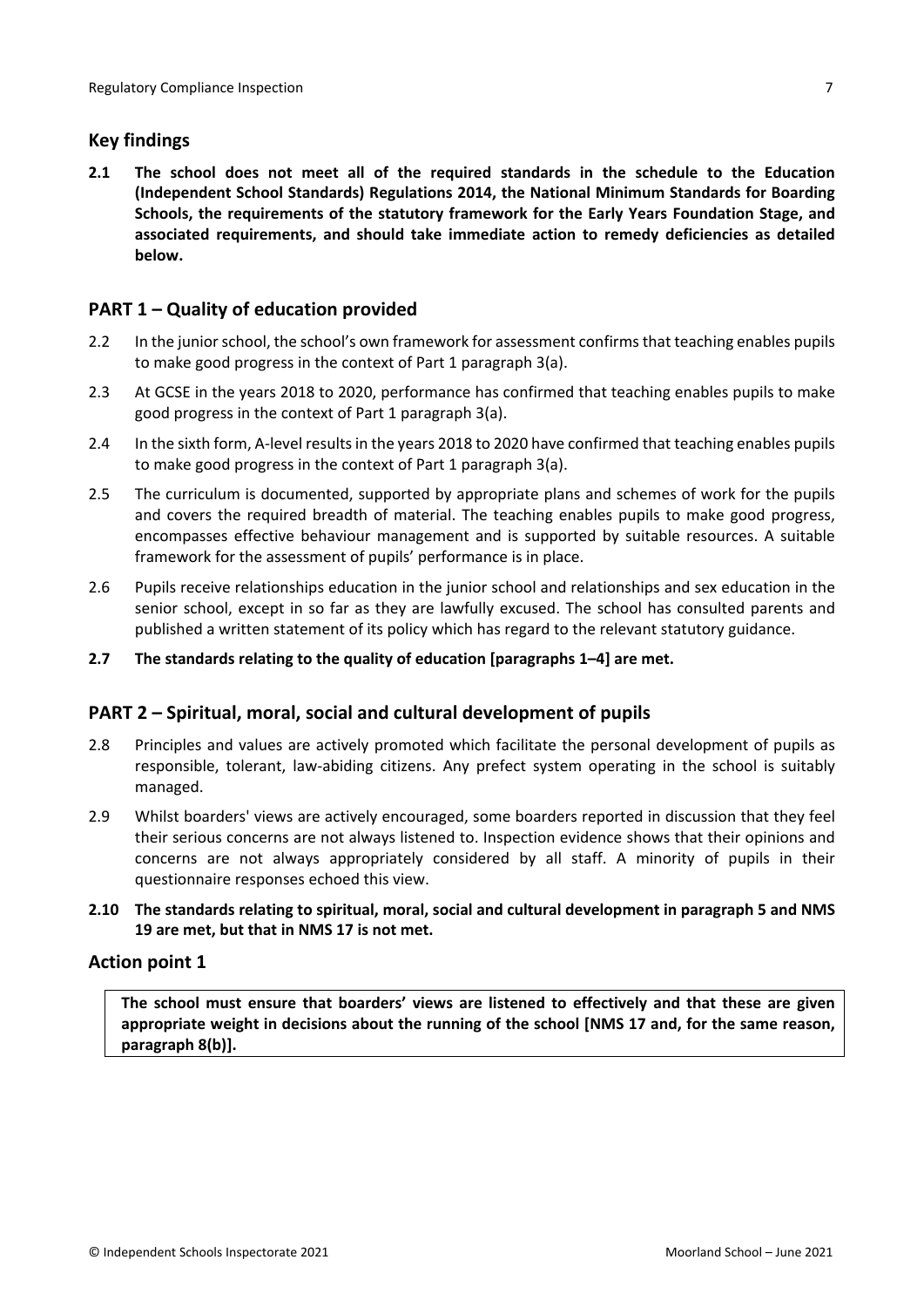## Key findings

**2.1 The school does not meet all of the required standards in the schedule to the Education (Independent School Standards) Regulations 2014, the National Minimum Standards for Boarding Schools, the requirements of the statutory framework for the Early Years Foundation Stage, and associated requirements, and should take immediate action to remedy deficiencies as detailed below.**

## PART 1 – Quality of education provided

2.2 In the junior school, the school's own framework for assessment confirms that teaching enables pupils to make good progress in the context of Part 1 paragraph 3(a).

2.3 At GCSE in the years 2018 to 2020, performance has confirmed that teaching enables pupils to make good progress in the context of Part 1 paragraph 3(a).

2.4 In the sixth form, A-level results in the years 2018 to 2020 have confirmed that teaching enables pupils to make good progress in the context of Part 1 paragraph 3(a).

2.5 The curriculum is documented, supported by appropriate plans and schemes of work for the pupils and covers the required breadth of material. The teaching enables pupils to make good progress, encompasses effective behaviour management and is supported by suitable resources. A suitable framework for the assessment of pupils' performance is in place.

2.6 Pupils receive relationships education in the junior school and relationships and sex education in the senior school, except in so far as they are lawfully excused. The school has consulted parents and published a written statement of its policy which has regard to the relevant statutory guidance.

**2.7 The standards relating to the quality of education [paragraphs 1–4] are met.**

## PART 2 – Spiritual, moral, social and cultural development of pupils

2.8 Principles and values are actively promoted which facilitate the personal development of pupils as responsible, tolerant, law-abiding citizens. Any prefect system operating in the school is suitably managed.

2.9 Whilst boarders' views are actively encouraged, some boarders reported in discussion that they feel their serious concerns are not always listened to. Inspection evidence shows that their opinions and concerns are not always appropriately considered by all staff. A minority of pupils in their questionnaire responses echoed this view.

**2.10 The standards relating to spiritual, moral, social and cultural development in paragraph 5 and NMS 19 are met, but that in NMS 17 is not met.**

## Action point 1

**The school must ensure that boarders' views are listened to effectively and that these are given appropriate weight in decisions about the running of the school [NMS 17 and, for the same reason, paragraph 8(b)].**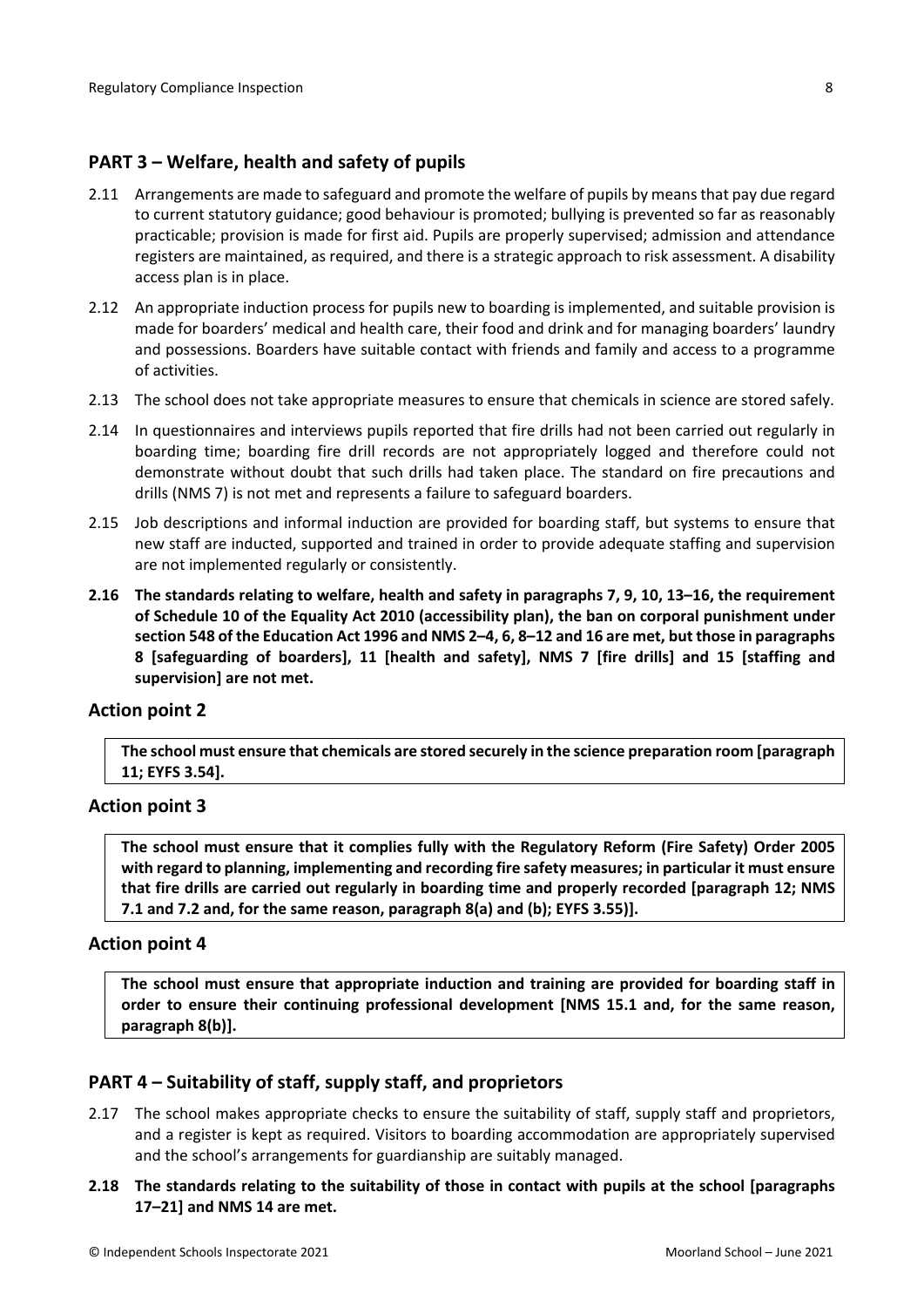## PART 3 – Welfare, health and safety of pupils

2.11 Arrangements are made to safeguard and promote the welfare of pupils by means that pay due regard to current statutory guidance; good behaviour is promoted; bullying is prevented so far as reasonably practicable; provision is made for first aid. Pupils are properly supervised; admission and attendance registers are maintained, as required, and there is a strategic approach to risk assessment. A disability access plan is in place.

2.12 An appropriate induction process for pupils new to boarding is implemented, and suitable provision is made for boarders' medical and health care, their food and drink and for managing boarders' laundry and possessions. Boarders have suitable contact with friends and family and access to a programme of activities.

2.13 The school does not take appropriate measures to ensure that chemicals in science are stored safely.

2.14 In questionnaires and interviews pupils reported that fire drills had not been carried out regularly in boarding time; boarding fire drill records are not appropriately logged and therefore could not demonstrate without doubt that such drills had taken place. The standard on fire precautions and drills (NMS 7) is not met and represents a failure to safeguard boarders.

2.15 Job descriptions and informal induction are provided for boarding staff, but systems to ensure that new staff are inducted, supported and trained in order to provide adequate staffing and supervision are not implemented regularly or consistently.

**2.16 The standards relating to welfare, health and safety in paragraphs 7, 9, 10, 13–16, the requirement of Schedule 10 of the Equality Act 2010 (accessibility plan), the ban on corporal punishment under section 548 of the Education Act 1996 and NMS 2–4, 6, 8–12 and 16 are met, but those in paragraphs 8 [safeguarding of boarders], 11 [health and safety], NMS 7 [fire drills] and 15 [staffing and supervision] are not met.**

### Action point 2

**The school must ensure that chemicals are stored securely in the science preparation room [paragraph 11; EYFS 3.54].**

### Action point 3

**The school must ensure that it complies fully with the Regulatory Reform (Fire Safety) Order 2005 with regard to planning, implementing and recording fire safety measures; in particular it must ensure that fire drills are carried out regularly in boarding time and properly recorded [paragraph 12; NMS 7.1 and 7.2 and, for the same reason, paragraph 8(a) and (b); EYFS 3.55)].**

### Action point 4

**The school must ensure that appropriate induction and training are provided for boarding staff in order to ensure their continuing professional development [NMS 15.1 and, for the same reason, paragraph 8(b)].**

## PART 4 – Suitability of staff, supply staff, and proprietors

2.17 The school makes appropriate checks to ensure the suitability of staff, supply staff and proprietors, and a register is kept as required. Visitors to boarding accommodation are appropriately supervised and the school's arrangements for guardianship are suitably managed.

**2.18 The standards relating to the suitability of those in contact with pupils at the school [paragraphs 17–21] and NMS 14 are met.**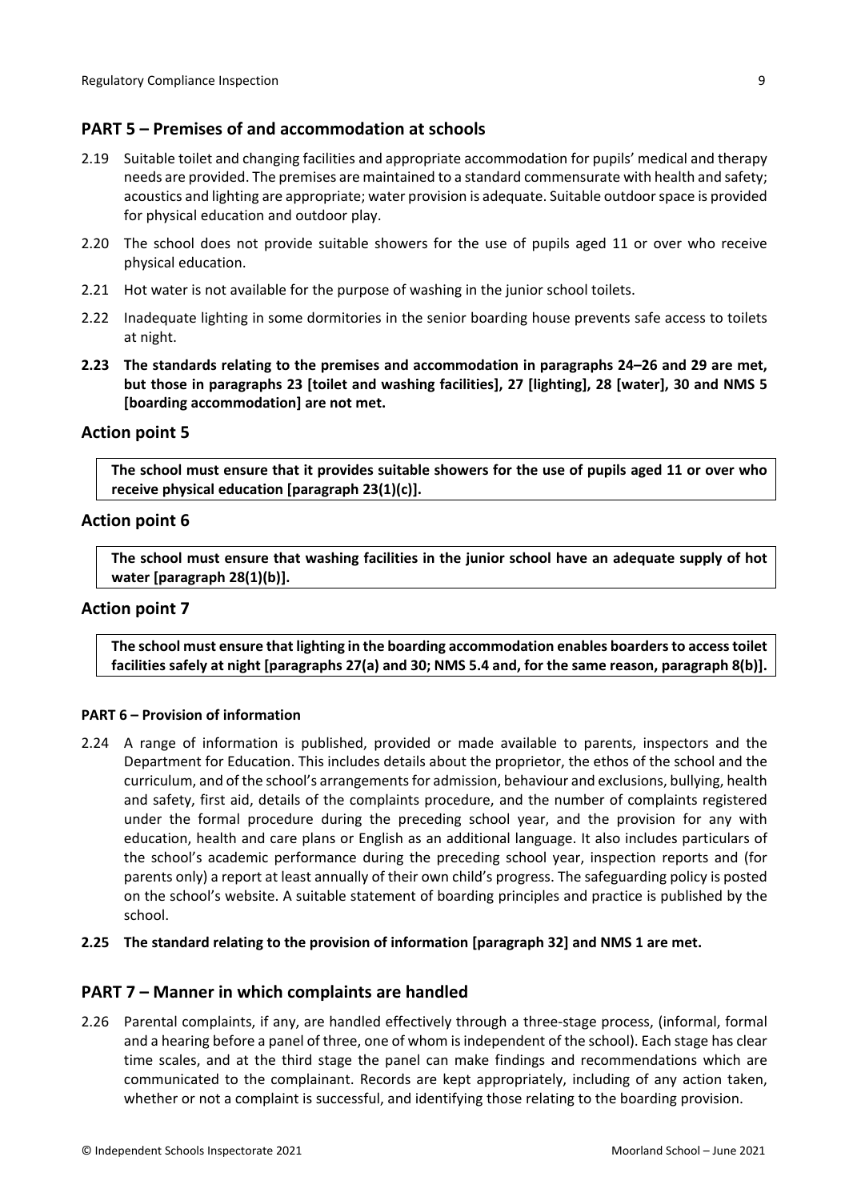## PART 5 – Premises of and accommodation at schools

2.19 Suitable toilet and changing facilities and appropriate accommodation for pupils' medical and therapy needs are provided. The premises are maintained to a standard commensurate with health and safety; acoustics and lighting are appropriate; water provision is adequate. Suitable outdoor space is provided for physical education and outdoor play.

2.20 The school does not provide suitable showers for the use of pupils aged 11 or over who receive physical education.

2.21 Hot water is not available for the purpose of washing in the junior school toilets.

2.22 Inadequate lighting in some dormitories in the senior boarding house prevents safe access to toilets at night.

**2.23 The standards relating to the premises and accommodation in paragraphs 24–26 and 29 are met, but those in paragraphs 23 [toilet and washing facilities], 27 [lighting], 28 [water], 30 and NMS 5 [boarding accommodation] are not met.**

## Action point 5

**The school must ensure that it provides suitable showers for the use of pupils aged 11 or over who receive physical education [paragraph 23(1)(c)].**

## Action point 6

**The school must ensure that washing facilities in the junior school have an adequate supply of hot water [paragraph 28(1)(b)].**

## Action point 7

**The school must ensure that lighting in the boarding accommodation enables boarders to access toilet facilities safely at night [paragraphs 27(a) and 30; NMS 5.4 and, for the same reason, paragraph 8(b)].**

#### PART 6 – Provision of information

2.24 A range of information is published, provided or made available to parents, inspectors and the Department for Education. This includes details about the proprietor, the ethos of the school and the curriculum, and of the school's arrangements for admission, behaviour and exclusions, bullying, health and safety, first aid, details of the complaints procedure, and the number of complaints registered under the formal procedure during the preceding school year, and the provision for any with education, health and care plans or English as an additional language. It also includes particulars of the school's academic performance during the preceding school year, inspection reports and (for parents only) a report at least annually of their own child's progress. The safeguarding policy is posted on the school's website. A suitable statement of boarding principles and practice is published by the school.

**2.25 The standard relating to the provision of information [paragraph 32] and NMS 1 are met.**

## PART 7 – Manner in which complaints are handled

2.26 Parental complaints, if any, are handled effectively through a three-stage process, (informal, formal and a hearing before a panel of three, one of whom is independent of the school). Each stage has clear time scales, and at the third stage the panel can make findings and recommendations which are communicated to the complainant. Records are kept appropriately, including of any action taken, whether or not a complaint is successful, and identifying those relating to the boarding provision.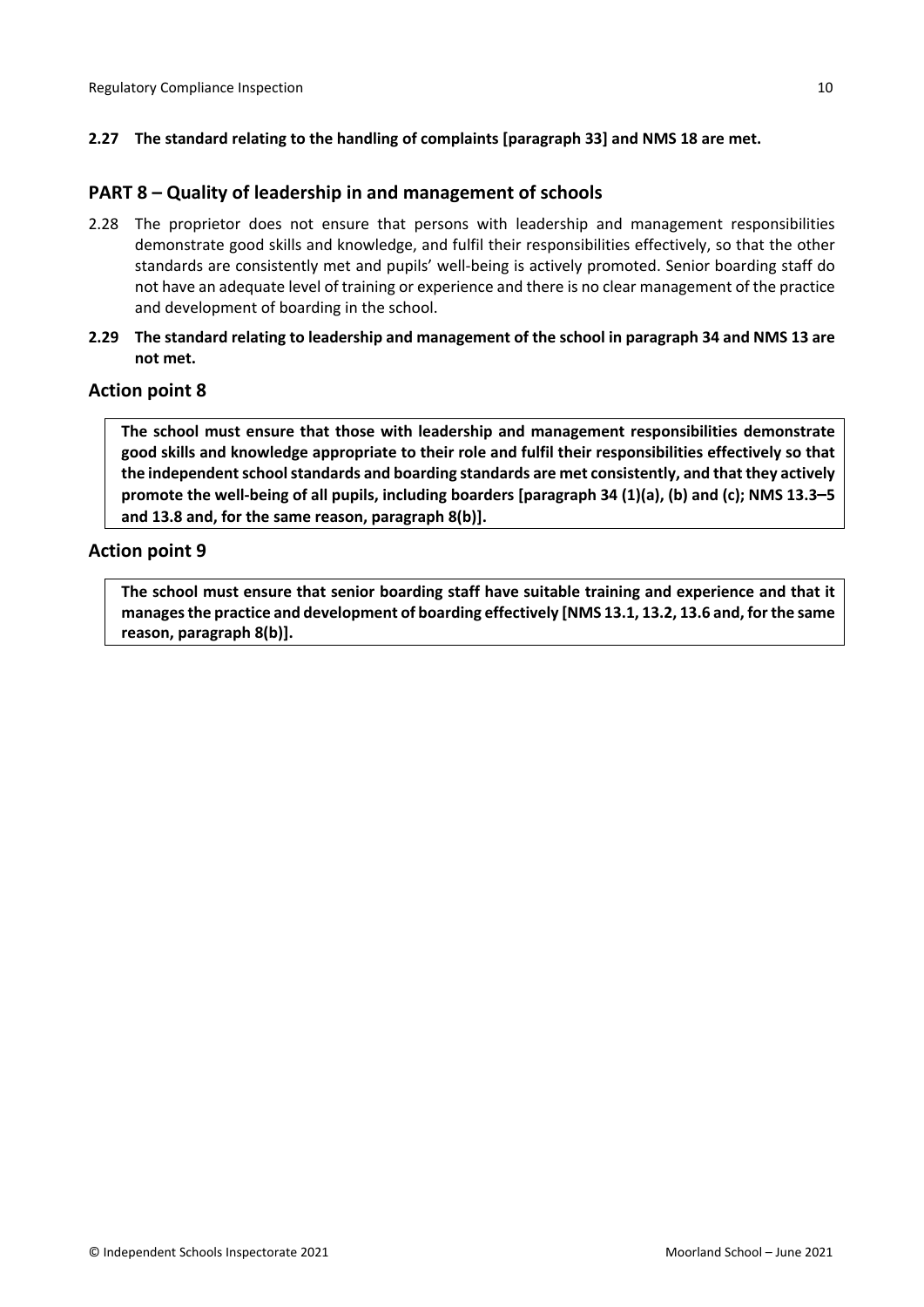**2.27 The standard relating to the handling of complaints [paragraph 33] and NMS 18 are met.**

## PART 8 – Quality of leadership in and management of schools

2.28 The proprietor does not ensure that persons with leadership and management responsibilities demonstrate good skills and knowledge, and fulfil their responsibilities effectively, so that the other standards are consistently met and pupils' well-being is actively promoted. Senior boarding staff do not have an adequate level of training or experience and there is no clear management of the practice and development of boarding in the school.

**2.29 The standard relating to leadership and management of the school in paragraph 34 and NMS 13 are not met.**

## Action point 8

**The school must ensure that those with leadership and management responsibilities demonstrate good skills and knowledge appropriate to their role and fulfil their responsibilities effectively so that the independent school standards and boarding standards are met consistently, and that they actively promote the well-being of all pupils, including boarders [paragraph 34 (1)(a), (b) and (c); NMS 13.3–5 and 13.8 and, for the same reason, paragraph 8(b)].**

## Action point 9

**The school must ensure that senior boarding staff have suitable training and experience and that it manages the practice and development of boarding effectively [NMS 13.1, 13.2, 13.6 and, for the same reason, paragraph 8(b)].**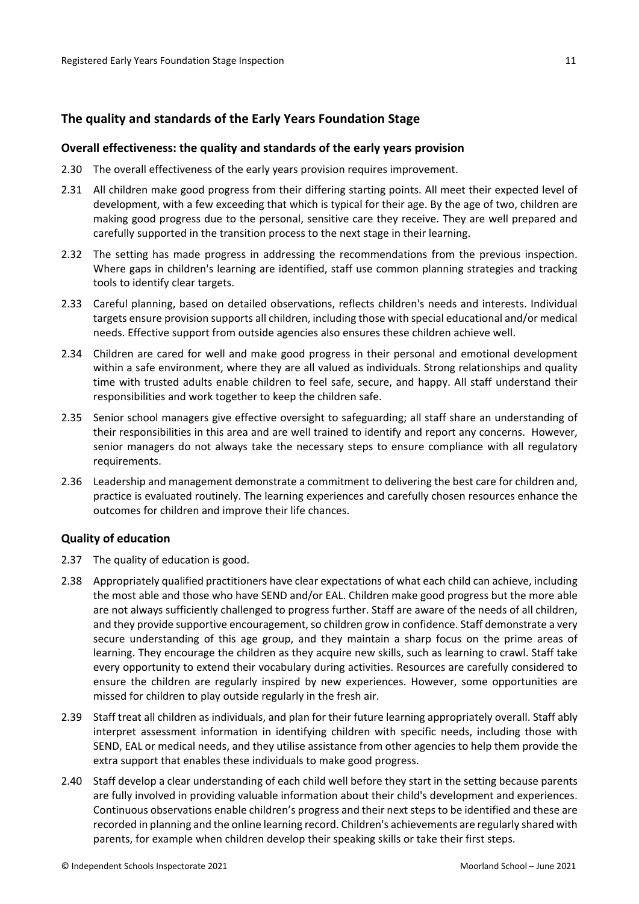## The quality and standards of the Early Years Foundation Stage

### Overall effectiveness: the quality and standards of the early years provision

2.30 The overall effectiveness of the early years provision requires improvement.

2.31 All children make good progress from their differing starting points. All meet their expected level of development, with a few exceeding that which is typical for their age. By the age of two, children are making good progress due to the personal, sensitive care they receive. They are well prepared and carefully supported in the transition process to the next stage in their learning.

2.32 The setting has made progress in addressing the recommendations from the previous inspection. Where gaps in children's learning are identified, staff use common planning strategies and tracking tools to identify clear targets.

2.33 Careful planning, based on detailed observations, reflects children's needs and interests. Individual targets ensure provision supports all children, including those with special educational and/or medical needs. Effective support from outside agencies also ensures these children achieve well.

2.34 Children are cared for well and make good progress in their personal and emotional development within a safe environment, where they are all valued as individuals. Strong relationships and quality time with trusted adults enable children to feel safe, secure, and happy. All staff understand their responsibilities and work together to keep the children safe.

2.35 Senior school managers give effective oversight to safeguarding; all staff share an understanding of their responsibilities in this area and are well trained to identify and report any concerns. However, senior managers do not always take the necessary steps to ensure compliance with all regulatory requirements.

2.36 Leadership and management demonstrate a commitment to delivering the best care for children and, practice is evaluated routinely. The learning experiences and carefully chosen resources enhance the outcomes for children and improve their life chances.

### Quality of education

2.37 The quality of education is good.

2.38 Appropriately qualified practitioners have clear expectations of what each child can achieve, including the most able and those who have SEND and/or EAL. Children make good progress but the more able are not always sufficiently challenged to progress further. Staff are aware of the needs of all children, and they provide supportive encouragement, so children grow in confidence. Staff demonstrate a very secure understanding of this age group, and they maintain a sharp focus on the prime areas of learning. They encourage the children as they acquire new skills, such as learning to crawl. Staff take every opportunity to extend their vocabulary during activities. Resources are carefully considered to ensure the children are regularly inspired by new experiences. However, some opportunities are missed for children to play outside regularly in the fresh air.

2.39 Staff treat all children as individuals, and plan for their future learning appropriately overall. Staff ably interpret assessment information in identifying children with specific needs, including those with SEND, EAL or medical needs, and they utilise assistance from other agencies to help them provide the extra support that enables these individuals to make good progress.

2.40 Staff develop a clear understanding of each child well before they start in the setting because parents are fully involved in providing valuable information about their child's development and experiences. Continuous observations enable children's progress and their next steps to be identified and these are recorded in planning and the online learning record. Children's achievements are regularly shared with parents, for example when children develop their speaking skills or take their first steps.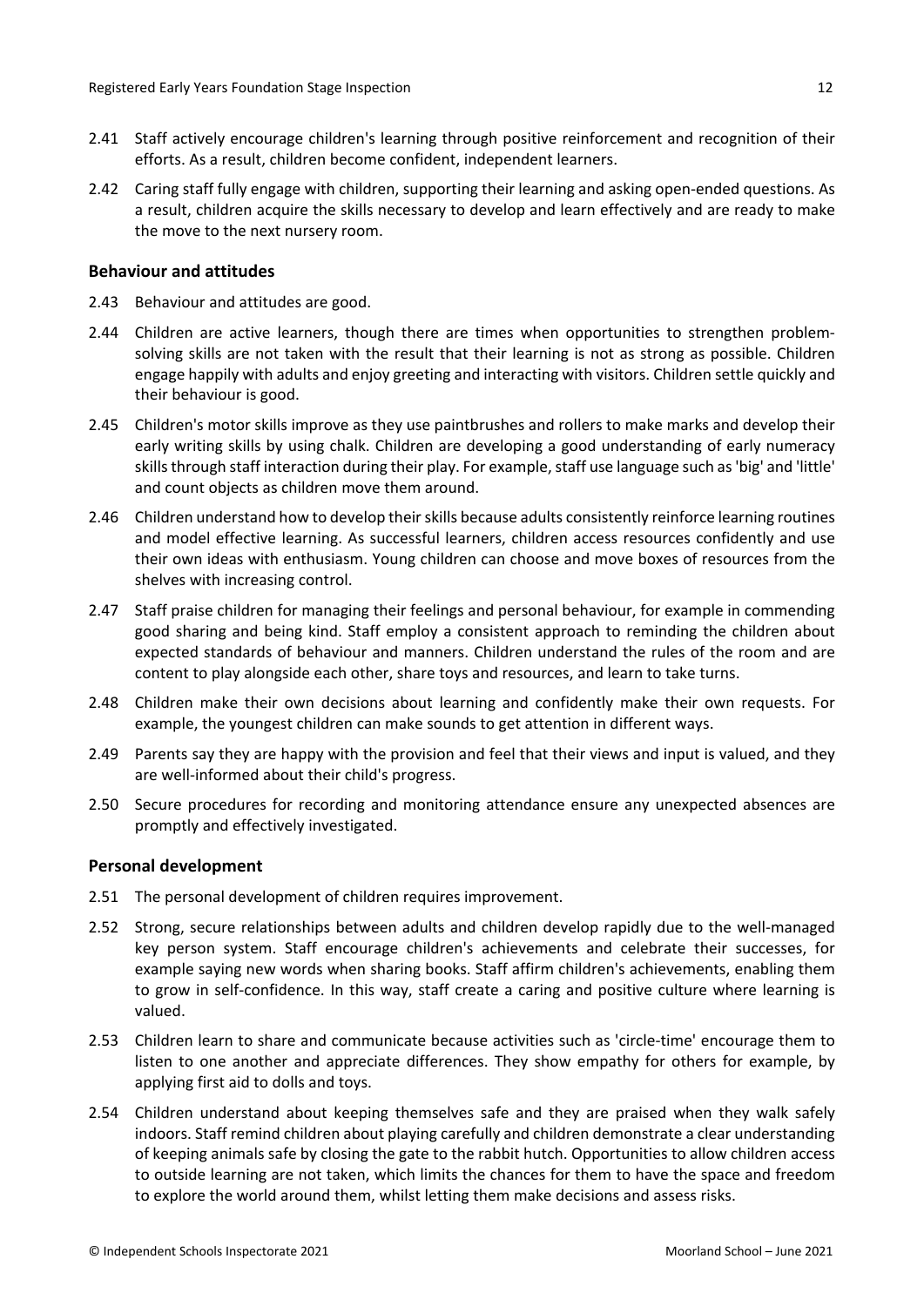2.41 Staff actively encourage children's learning through positive reinforcement and recognition of their efforts. As a result, children become confident, independent learners.

2.42 Caring staff fully engage with children, supporting their learning and asking open-ended questions. As a result, children acquire the skills necessary to develop and learn effectively and are ready to make the move to the next nursery room.

### Behaviour and attitudes

2.43 Behaviour and attitudes are good.

2.44 Children are active learners, though there are times when opportunities to strengthen problem-solving skills are not taken with the result that their learning is not as strong as possible. Children engage happily with adults and enjoy greeting and interacting with visitors. Children settle quickly and their behaviour is good.

2.45 Children's motor skills improve as they use paintbrushes and rollers to make marks and develop their early writing skills by using chalk. Children are developing a good understanding of early numeracy skills through staff interaction during their play. For example, staff use language such as 'big' and 'little' and count objects as children move them around.

2.46 Children understand how to develop their skills because adults consistently reinforce learning routines and model effective learning. As successful learners, children access resources confidently and use their own ideas with enthusiasm. Young children can choose and move boxes of resources from the shelves with increasing control.

2.47 Staff praise children for managing their feelings and personal behaviour, for example in commending good sharing and being kind. Staff employ a consistent approach to reminding the children about expected standards of behaviour and manners. Children understand the rules of the room and are content to play alongside each other, share toys and resources, and learn to take turns.

2.48 Children make their own decisions about learning and confidently make their own requests. For example, the youngest children can make sounds to get attention in different ways.

2.49 Parents say they are happy with the provision and feel that their views and input is valued, and they are well-informed about their child's progress.

2.50 Secure procedures for recording and monitoring attendance ensure any unexpected absences are promptly and effectively investigated.

### Personal development

2.51 The personal development of children requires improvement.

2.52 Strong, secure relationships between adults and children develop rapidly due to the well-managed key person system. Staff encourage children's achievements and celebrate their successes, for example saying new words when sharing books. Staff affirm children's achievements, enabling them to grow in self-confidence. In this way, staff create a caring and positive culture where learning is valued.

2.53 Children learn to share and communicate because activities such as 'circle-time' encourage them to listen to one another and appreciate differences. They show empathy for others for example, by applying first aid to dolls and toys.

2.54 Children understand about keeping themselves safe and they are praised when they walk safely indoors. Staff remind children about playing carefully and children demonstrate a clear understanding of keeping animals safe by closing the gate to the rabbit hutch. Opportunities to allow children access to outside learning are not taken, which limits the chances for them to have the space and freedom to explore the world around them, whilst letting them make decisions and assess risks.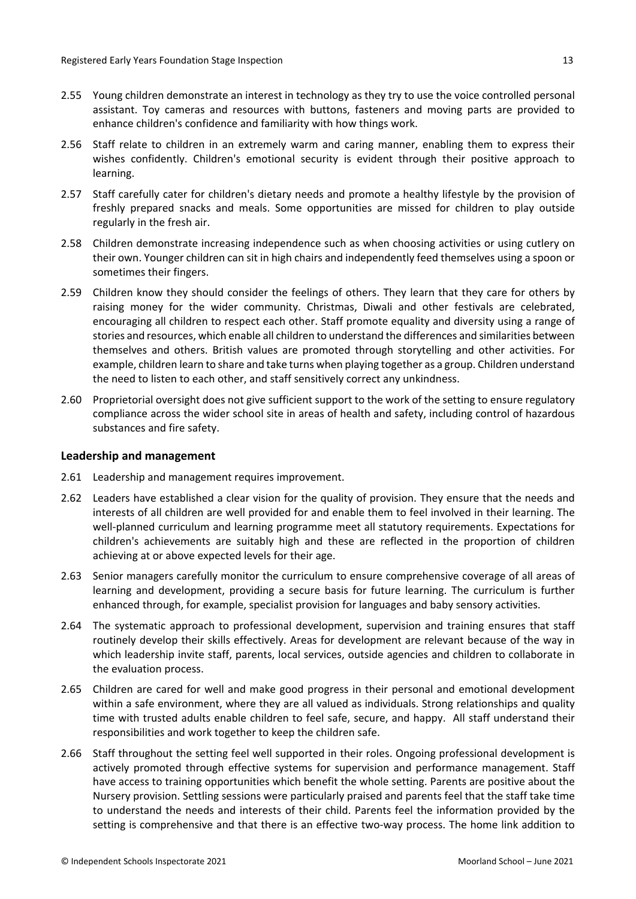2.55 Young children demonstrate an interest in technology as they try to use the voice controlled personal assistant. Toy cameras and resources with buttons, fasteners and moving parts are provided to enhance children's confidence and familiarity with how things work.

2.56 Staff relate to children in an extremely warm and caring manner, enabling them to express their wishes confidently. Children's emotional security is evident through their positive approach to learning.

2.57 Staff carefully cater for children's dietary needs and promote a healthy lifestyle by the provision of freshly prepared snacks and meals. Some opportunities are missed for children to play outside regularly in the fresh air.

2.58 Children demonstrate increasing independence such as when choosing activities or using cutlery on their own. Younger children can sit in high chairs and independently feed themselves using a spoon or sometimes their fingers.

2.59 Children know they should consider the feelings of others. They learn that they care for others by raising money for the wider community. Christmas, Diwali and other festivals are celebrated, encouraging all children to respect each other. Staff promote equality and diversity using a range of stories and resources, which enable all children to understand the differences and similarities between themselves and others. British values are promoted through storytelling and other activities. For example, children learn to share and take turns when playing together as a group. Children understand the need to listen to each other, and staff sensitively correct any unkindness.

2.60 Proprietorial oversight does not give sufficient support to the work of the setting to ensure regulatory compliance across the wider school site in areas of health and safety, including control of hazardous substances and fire safety.

### Leadership and management

2.61 Leadership and management requires improvement.

2.62 Leaders have established a clear vision for the quality of provision. They ensure that the needs and interests of all children are well provided for and enable them to feel involved in their learning. The well-planned curriculum and learning programme meet all statutory requirements. Expectations for children's achievements are suitably high and these are reflected in the proportion of children achieving at or above expected levels for their age.

2.63 Senior managers carefully monitor the curriculum to ensure comprehensive coverage of all areas of learning and development, providing a secure basis for future learning. The curriculum is further enhanced through, for example, specialist provision for languages and baby sensory activities.

2.64 The systematic approach to professional development, supervision and training ensures that staff routinely develop their skills effectively. Areas for development are relevant because of the way in which leadership invite staff, parents, local services, outside agencies and children to collaborate in the evaluation process.

2.65 Children are cared for well and make good progress in their personal and emotional development within a safe environment, where they are all valued as individuals. Strong relationships and quality time with trusted adults enable children to feel safe, secure, and happy. All staff understand their responsibilities and work together to keep the children safe.

2.66 Staff throughout the setting feel well supported in their roles. Ongoing professional development is actively promoted through effective systems for supervision and performance management. Staff have access to training opportunities which benefit the whole setting. Parents are positive about the Nursery provision. Settling sessions were particularly praised and parents feel that the staff take time to understand the needs and interests of their child. Parents feel the information provided by the setting is comprehensive and that there is an effective two-way process. The home link addition to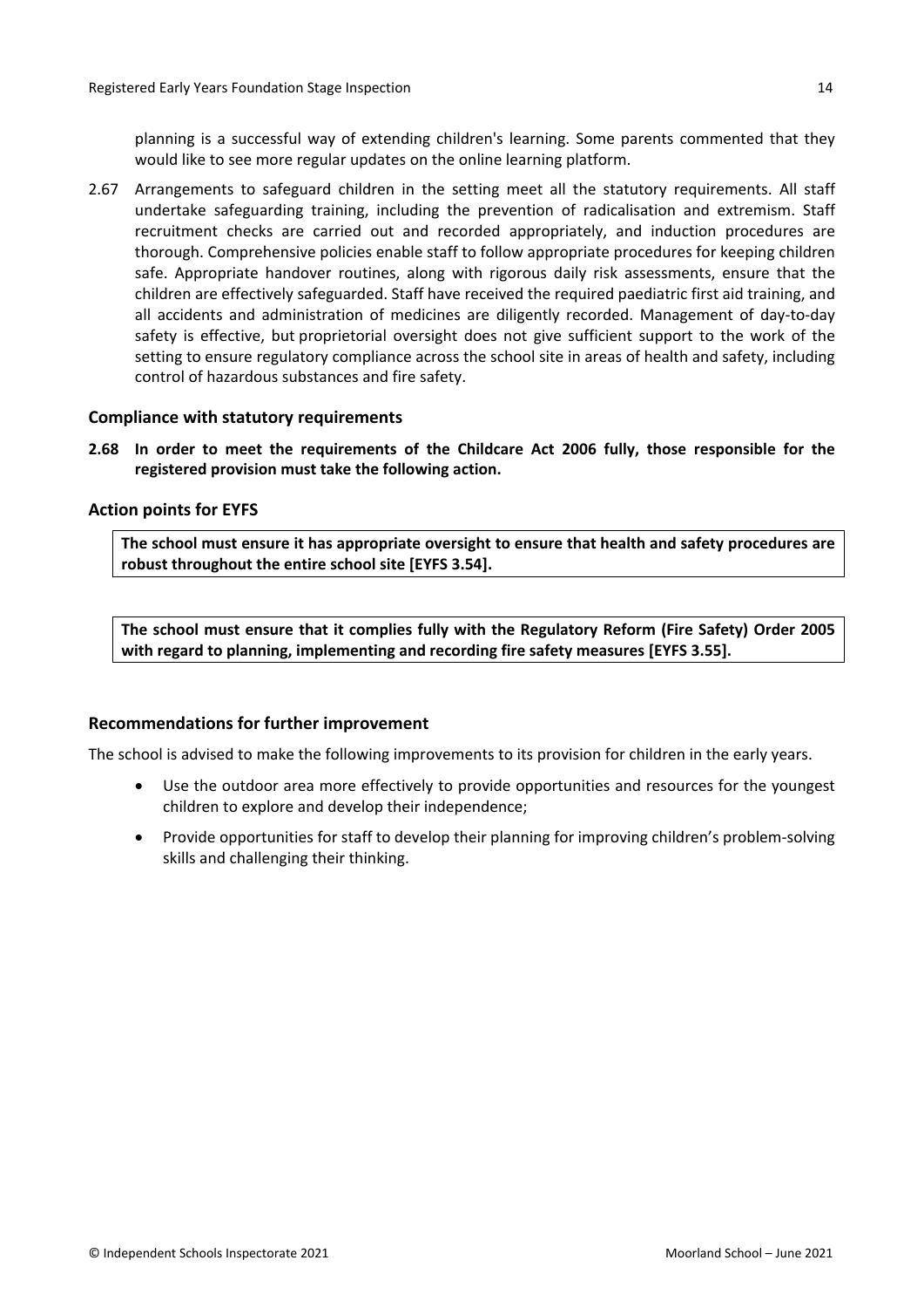planning is a successful way of extending children's learning. Some parents commented that they would like to see more regular updates on the online learning platform.

2.67 Arrangements to safeguard children in the setting meet all the statutory requirements. All staff undertake safeguarding training, including the prevention of radicalisation and extremism. Staff recruitment checks are carried out and recorded appropriately, and induction procedures are thorough. Comprehensive policies enable staff to follow appropriate procedures for keeping children safe. Appropriate handover routines, along with rigorous daily risk assessments, ensure that the children are effectively safeguarded. Staff have received the required paediatric first aid training, and all accidents and administration of medicines are diligently recorded. Management of day-to-day safety is effective, but proprietorial oversight does not give sufficient support to the work of the setting to ensure regulatory compliance across the school site in areas of health and safety, including control of hazardous substances and fire safety.

### Compliance with statutory requirements

**2.68 In order to meet the requirements of the Childcare Act 2006 fully, those responsible for the registered provision must take the following action.**

### Action points for EYFS

**The school must ensure it has appropriate oversight to ensure that health and safety procedures are robust throughout the entire school site [EYFS 3.54].**

**The school must ensure that it complies fully with the Regulatory Reform (Fire Safety) Order 2005 with regard to planning, implementing and recording fire safety measures [EYFS 3.55].**

### Recommendations for further improvement

The school is advised to make the following improvements to its provision for children in the early years.

- Use the outdoor area more effectively to provide opportunities and resources for the youngest children to explore and develop their independence;
- Provide opportunities for staff to develop their planning for improving children's problem-solving skills and challenging their thinking.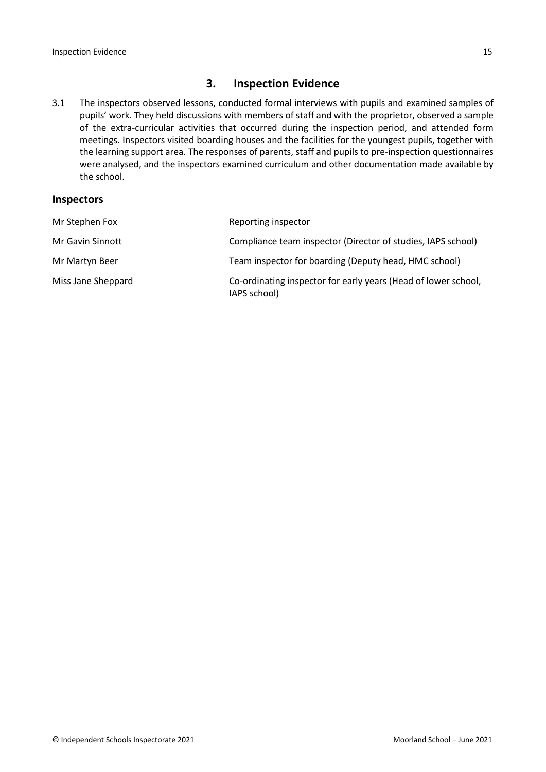## 3. Inspection Evidence

3.1 The inspectors observed lessons, conducted formal interviews with pupils and examined samples of pupils' work. They held discussions with members of staff and with the proprietor, observed a sample of the extra-curricular activities that occurred during the inspection period, and attended form meetings. Inspectors visited boarding houses and the facilities for the youngest pupils, together with the learning support area. The responses of parents, staff and pupils to pre-inspection questionnaires were analysed, and the inspectors examined curriculum and other documentation made available by the school.

### Inspectors

| | |
|---|---|
| Mr Stephen Fox | Reporting inspector |
| Mr Gavin Sinnott | Compliance team inspector (Director of studies, IAPS school) |
| Mr Martyn Beer | Team inspector for boarding (Deputy head, HMC school) |
| Miss Jane Sheppard | Co-ordinating inspector for early years (Head of lower school, IAPS school) |